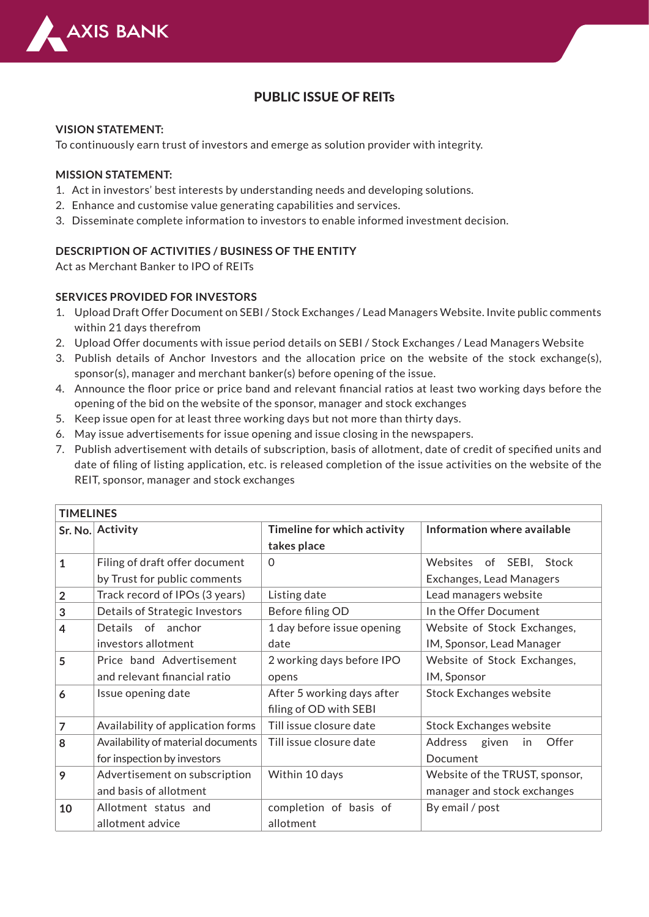# PUBLIC ISSUE OF REITs

**VISION STATEMENT:**

To continuously earn trust of investors and emerge as solution provider with integrity.

**MISSION STATEMENT:**

1. Act in investors' best interests by understanding needs and developing solutions.
2. Enhance and customise value generating capabilities and services.
3. Disseminate complete information to investors to enable informed investment decision.

**DESCRIPTION OF ACTIVITIES / BUSINESS OF THE ENTITY**

Act as Merchant Banker to IPO of REITs

**SERVICES PROVIDED FOR INVESTORS**

1. Upload Draft Offer Document on SEBI / Stock Exchanges / Lead Managers Website. Invite public comments within 21 days therefrom
2. Upload Offer documents with issue period details on SEBI / Stock Exchanges / Lead Managers Website
3. Publish details of Anchor Investors and the allocation price on the website of the stock exchange(s), sponsor(s), manager and merchant banker(s) before opening of the issue.
4. Announce the floor price or price band and relevant financial ratios at least two working days before the opening of the bid on the website of the sponsor, manager and stock exchanges
5. Keep issue open for at least three working days but not more than thirty days.
6. May issue advertisements for issue opening and issue closing in the newspapers.
7. Publish advertisement with details of subscription, basis of allotment, date of credit of specified units and date of filing of listing application, etc. is released completion of the issue activities on the website of the REIT, sponsor, manager and stock exchanges

**TIMELINES**

| Sr. No. | Activity | Timeline for which activity takes place | Information where available |
|---|---|---|---|
| 1 | Filing of draft offer document by Trust for public comments | 0 | Websites of SEBI, Stock Exchanges, Lead Managers |
| 2 | Track record of IPOs (3 years) | Listing date | Lead managers website |
| 3 | Details of Strategic Investors | Before filing OD | In the Offer Document |
| 4 | Details of anchor investors allotment | 1 day before issue opening date | Website of Stock Exchanges, IM, Sponsor, Lead Manager |
| 5 | Price band Advertisement and relevant financial ratio | 2 working days before IPO opens | Website of Stock Exchanges, IM, Sponsor |
| 6 | Issue opening date | After 5 working days after filing of OD with SEBI | Stock Exchanges website |
| 7 | Availability of application forms | Till issue closure date | Stock Exchanges website |
| 8 | Availability of material documents for inspection by investors | Till issue closure date | Address given in Offer Document |
| 9 | Advertisement on subscription and basis of allotment | Within 10 days | Website of the TRUST, sponsor, manager and stock exchanges |
| 10 | Allotment status and allotment advice | completion of basis of allotment | By email / post |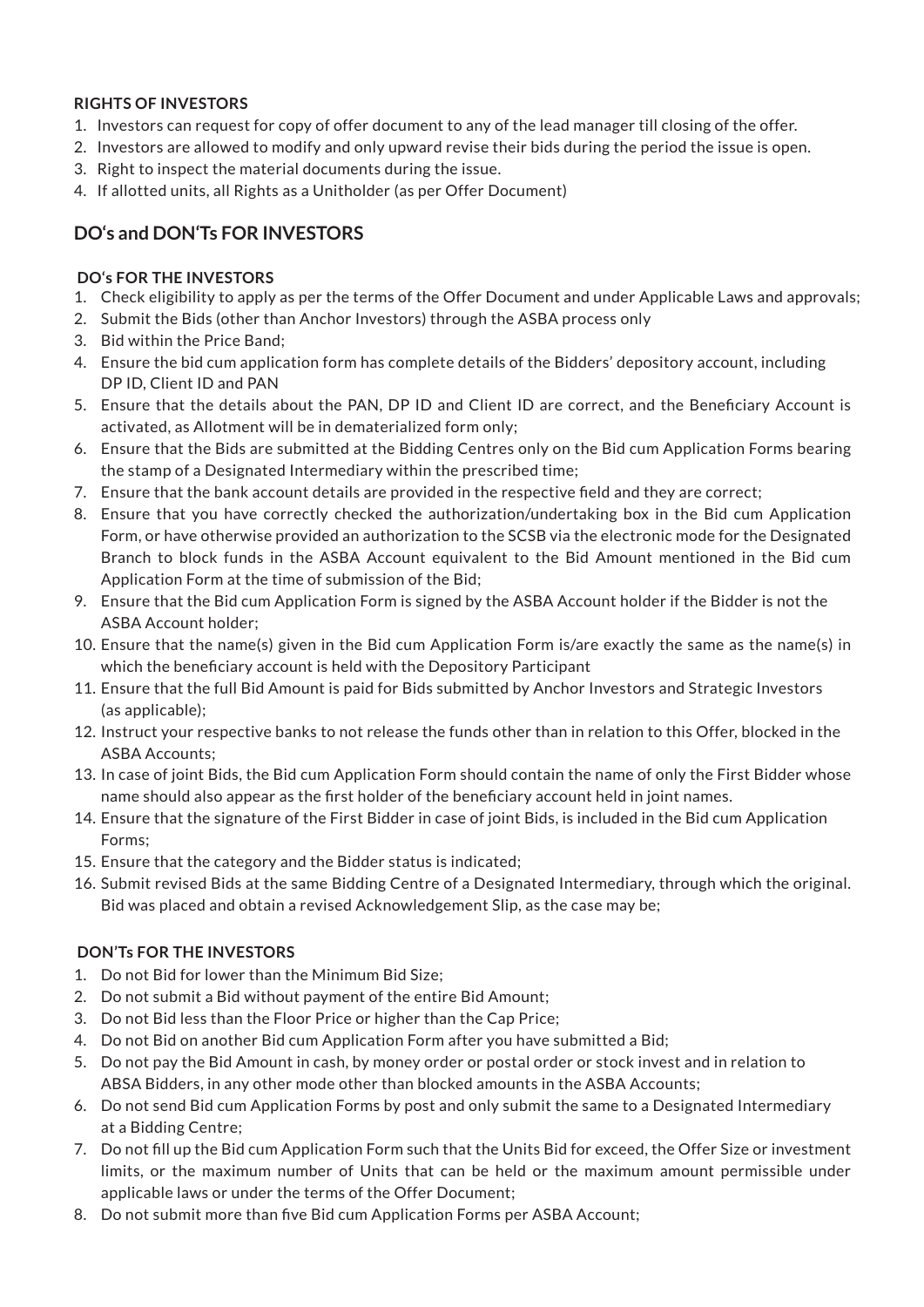### RIGHTS OF INVESTORS

1. Investors can request for copy of offer document to any of the lead manager till closing of the offer.
2. Investors are allowed to modify and only upward revise their bids during the period the issue is open.
3. Right to inspect the material documents during the issue.
4. If allotted units, all Rights as a Unitholder (as per Offer Document)

## DO's and DON'Ts FOR INVESTORS

### DO's FOR THE INVESTORS

1. Check eligibility to apply as per the terms of the Offer Document and under Applicable Laws and approvals;
2. Submit the Bids (other than Anchor Investors) through the ASBA process only
3. Bid within the Price Band;
4. Ensure the bid cum application form has complete details of the Bidders' depository account, including DP ID, Client ID and PAN
5. Ensure that the details about the PAN, DP ID and Client ID are correct, and the Beneficiary Account is activated, as Allotment will be in dematerialized form only;
6. Ensure that the Bids are submitted at the Bidding Centres only on the Bid cum Application Forms bearing the stamp of a Designated Intermediary within the prescribed time;
7. Ensure that the bank account details are provided in the respective field and they are correct;
8. Ensure that you have correctly checked the authorization/undertaking box in the Bid cum Application Form, or have otherwise provided an authorization to the SCSB via the electronic mode for the Designated Branch to block funds in the ASBA Account equivalent to the Bid Amount mentioned in the Bid cum Application Form at the time of submission of the Bid;
9. Ensure that the Bid cum Application Form is signed by the ASBA Account holder if the Bidder is not the ASBA Account holder;
10. Ensure that the name(s) given in the Bid cum Application Form is/are exactly the same as the name(s) in which the beneficiary account is held with the Depository Participant
11. Ensure that the full Bid Amount is paid for Bids submitted by Anchor Investors and Strategic Investors (as applicable);
12. Instruct your respective banks to not release the funds other than in relation to this Offer, blocked in the ASBA Accounts;
13. In case of joint Bids, the Bid cum Application Form should contain the name of only the First Bidder whose name should also appear as the first holder of the beneficiary account held in joint names.
14. Ensure that the signature of the First Bidder in case of joint Bids, is included in the Bid cum Application Forms;
15. Ensure that the category and the Bidder status is indicated;
16. Submit revised Bids at the same Bidding Centre of a Designated Intermediary, through which the original. Bid was placed and obtain a revised Acknowledgement Slip, as the case may be;

### DON'Ts FOR THE INVESTORS

1. Do not Bid for lower than the Minimum Bid Size;
2. Do not submit a Bid without payment of the entire Bid Amount;
3. Do not Bid less than the Floor Price or higher than the Cap Price;
4. Do not Bid on another Bid cum Application Form after you have submitted a Bid;
5. Do not pay the Bid Amount in cash, by money order or postal order or stock invest and in relation to ABSA Bidders, in any other mode other than blocked amounts in the ASBA Accounts;
6. Do not send Bid cum Application Forms by post and only submit the same to a Designated Intermediary at a Bidding Centre;
7. Do not fill up the Bid cum Application Form such that the Units Bid for exceed, the Offer Size or investment limits, or the maximum number of Units that can be held or the maximum amount permissible under applicable laws or under the terms of the Offer Document;
8. Do not submit more than five Bid cum Application Forms per ASBA Account;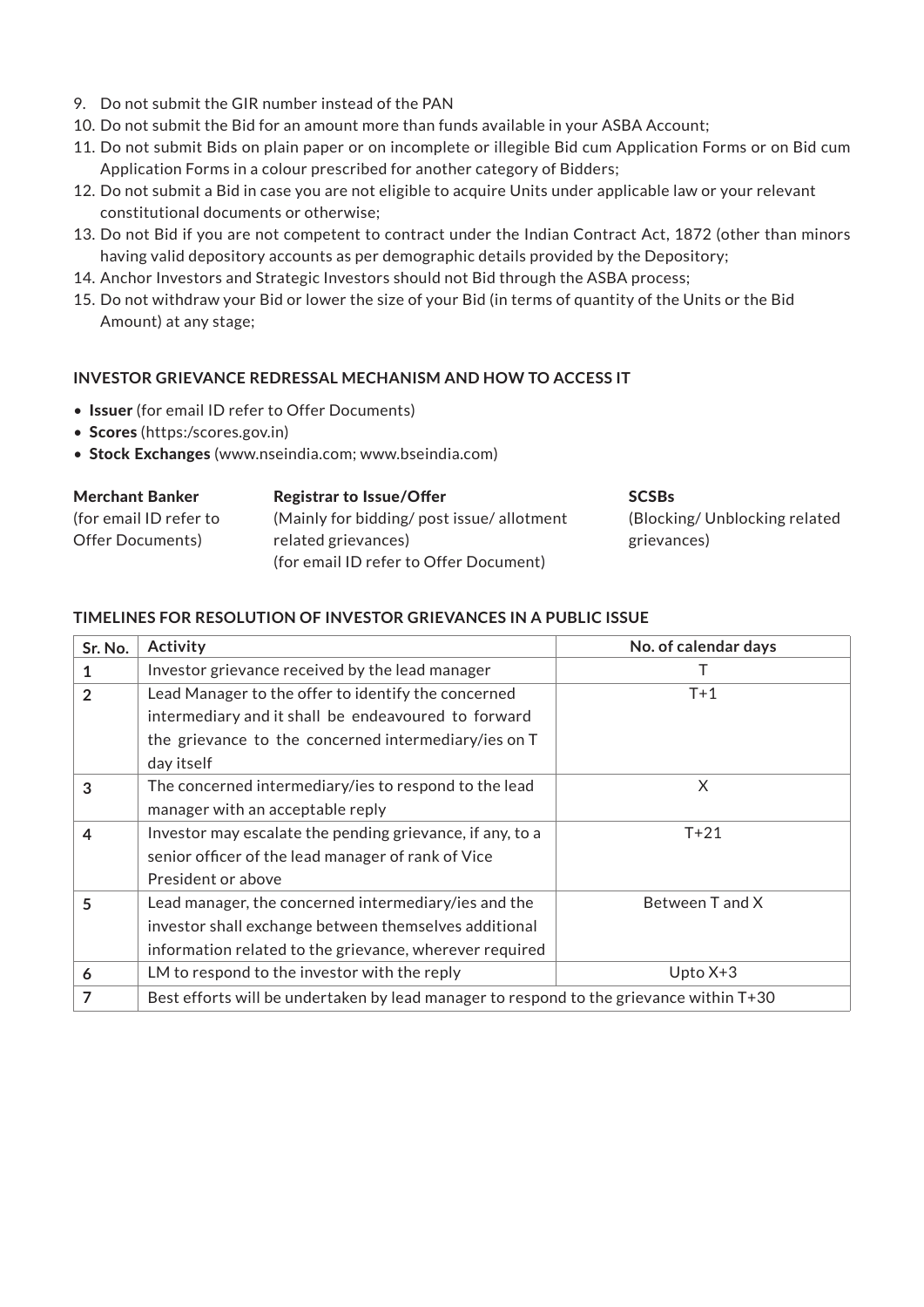9. Do not submit the GIR number instead of the PAN
10. Do not submit the Bid for an amount more than funds available in your ASBA Account;
11. Do not submit Bids on plain paper or on incomplete or illegible Bid cum Application Forms or on Bid cum Application Forms in a colour prescribed for another category of Bidders;
12. Do not submit a Bid in case you are not eligible to acquire Units under applicable law or your relevant constitutional documents or otherwise;
13. Do not Bid if you are not competent to contract under the Indian Contract Act, 1872 (other than minors having valid depository accounts as per demographic details provided by the Depository;
14. Anchor Investors and Strategic Investors should not Bid through the ASBA process;
15. Do not withdraw your Bid or lower the size of your Bid (in terms of quantity of the Units or the Bid Amount) at any stage;

### INVESTOR GRIEVANCE REDRESSAL MECHANISM AND HOW TO ACCESS IT

- **Issuer** (for email ID refer to Offer Documents)
- **Scores** (https:/scores.gov.in)
- **Stock Exchanges** (www.nseindia.com; www.bseindia.com)

**Merchant Banker**
(for email ID refer to Offer Documents)

**Registrar to Issue/Offer**
(Mainly for bidding/ post issue/ allotment related grievances)
(for email ID refer to Offer Document)

**SCSBs**
(Blocking/ Unblocking related grievances)

### TIMELINES FOR RESOLUTION OF INVESTOR GRIEVANCES IN A PUBLIC ISSUE

| Sr. No. | Activity | No. of calendar days |
| --- | --- | --- |
| 1 | Investor grievance received by the lead manager | T |
| 2 | Lead Manager to the offer to identify the concerned intermediary and it shall be endeavoured to forward the grievance to the concerned intermediary/ies on T day itself | T+1 |
| 3 | The concerned intermediary/ies to respond to the lead manager with an acceptable reply | X |
| 4 | Investor may escalate the pending grievance, if any, to a senior officer of the lead manager of rank of Vice President or above | T+21 |
| 5 | Lead manager, the concerned intermediary/ies and the investor shall exchange between themselves additional information related to the grievance, wherever required | Between T and X |
| 6 | LM to respond to the investor with the reply | Upto X+3 |
| 7 | Best efforts will be undertaken by lead manager to respond to the grievance within T+30 | |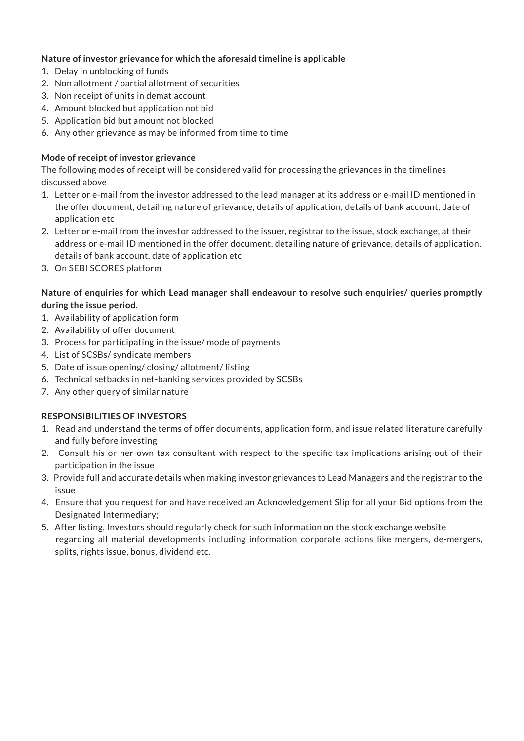**Nature of investor grievance for which the aforesaid timeline is applicable**

1. Delay in unblocking of funds
2. Non allotment / partial allotment of securities
3. Non receipt of units in demat account
4. Amount blocked but application not bid
5. Application bid but amount not blocked
6. Any other grievance as may be informed from time to time

**Mode of receipt of investor grievance**

The following modes of receipt will be considered valid for processing the grievances in the timelines discussed above

1. Letter or e-mail from the investor addressed to the lead manager at its address or e-mail ID mentioned in the offer document, detailing nature of grievance, details of application, details of bank account, date of application etc
2. Letter or e-mail from the investor addressed to the issuer, registrar to the issue, stock exchange, at their address or e-mail ID mentioned in the offer document, detailing nature of grievance, details of application, details of bank account, date of application etc
3. On SEBI SCORES platform

**Nature of enquiries for which Lead manager shall endeavour to resolve such enquiries/ queries promptly during the issue period.**

1. Availability of application form
2. Availability of offer document
3. Process for participating in the issue/ mode of payments
4. List of SCSBs/ syndicate members
5. Date of issue opening/ closing/ allotment/ listing
6. Technical setbacks in net-banking services provided by SCSBs
7. Any other query of similar nature

**RESPONSIBILITIES OF INVESTORS**

1. Read and understand the terms of offer documents, application form, and issue related literature carefully and fully before investing
2. Consult his or her own tax consultant with respect to the specific tax implications arising out of their participation in the issue
3. Provide full and accurate details when making investor grievances to Lead Managers and the registrar to the issue
4. Ensure that you request for and have received an Acknowledgement Slip for all your Bid options from the Designated Intermediary;
5. After listing, Investors should regularly check for such information on the stock exchange website regarding all material developments including information corporate actions like mergers, de-mergers, splits, rights issue, bonus, dividend etc.